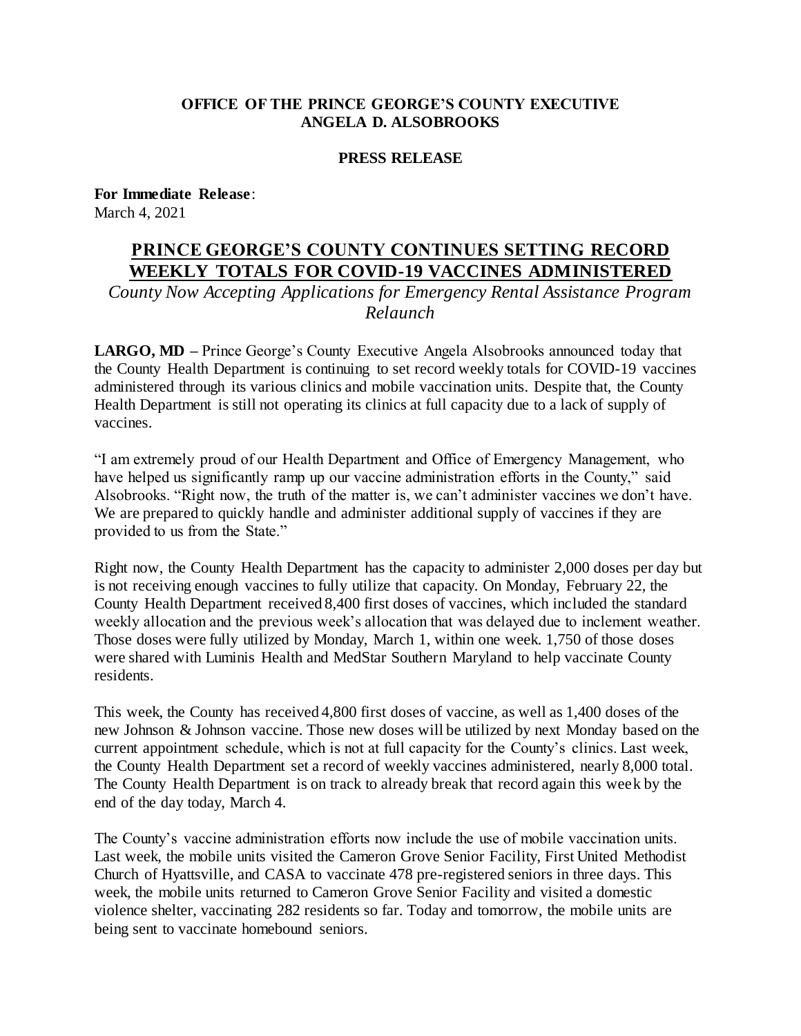**OFFICE OF THE PRINCE GEORGE'S COUNTY EXECUTIVE**
**ANGELA D. ALSOBROOKS**

**PRESS RELEASE**

**For Immediate Release**:
March 4, 2021

# PRINCE GEORGE'S COUNTY CONTINUES SETTING RECORD WEEKLY TOTALS FOR COVID-19 VACCINES ADMINISTERED

*County Now Accepting Applications for Emergency Rental Assistance Program Relaunch*

**LARGO, MD –** Prince George's County Executive Angela Alsobrooks announced today that the County Health Department is continuing to set record weekly totals for COVID-19 vaccines administered through its various clinics and mobile vaccination units. Despite that, the County Health Department is still not operating its clinics at full capacity due to a lack of supply of vaccines.

"I am extremely proud of our Health Department and Office of Emergency Management, who have helped us significantly ramp up our vaccine administration efforts in the County," said Alsobrooks. "Right now, the truth of the matter is, we can't administer vaccines we don't have. We are prepared to quickly handle and administer additional supply of vaccines if they are provided to us from the State."

Right now, the County Health Department has the capacity to administer 2,000 doses per day but is not receiving enough vaccines to fully utilize that capacity. On Monday, February 22, the County Health Department received 8,400 first doses of vaccines, which included the standard weekly allocation and the previous week's allocation that was delayed due to inclement weather. Those doses were fully utilized by Monday, March 1, within one week. 1,750 of those doses were shared with Luminis Health and MedStar Southern Maryland to help vaccinate County residents.

This week, the County has received 4,800 first doses of vaccine, as well as 1,400 doses of the new Johnson & Johnson vaccine. Those new doses will be utilized by next Monday based on the current appointment schedule, which is not at full capacity for the County's clinics. Last week, the County Health Department set a record of weekly vaccines administered, nearly 8,000 total. The County Health Department is on track to already break that record again this week by the end of the day today, March 4.

The County's vaccine administration efforts now include the use of mobile vaccination units. Last week, the mobile units visited the Cameron Grove Senior Facility, First United Methodist Church of Hyattsville, and CASA to vaccinate 478 pre-registered seniors in three days. This week, the mobile units returned to Cameron Grove Senior Facility and visited a domestic violence shelter, vaccinating 282 residents so far. Today and tomorrow, the mobile units are being sent to vaccinate homebound seniors.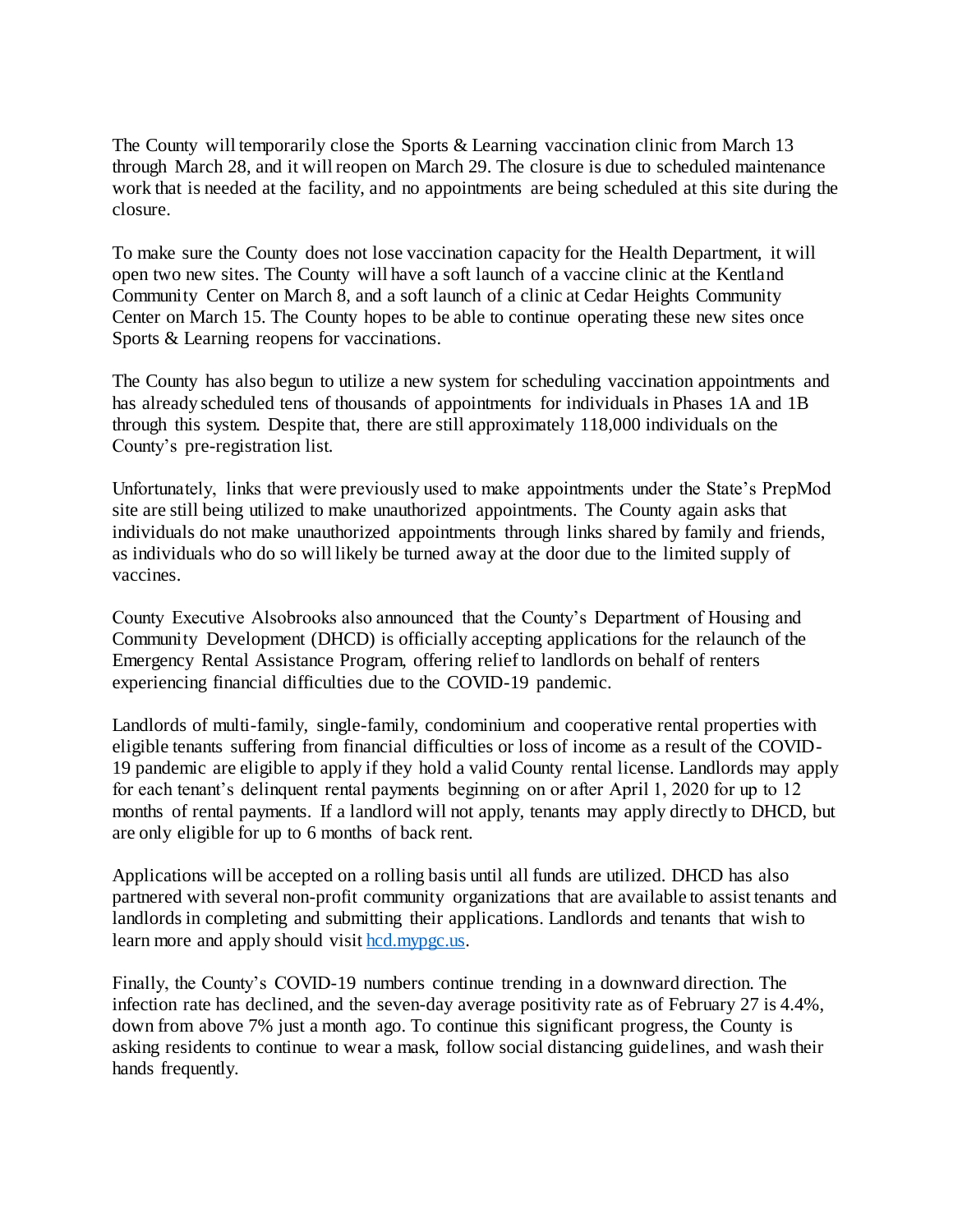The County will temporarily close the Sports & Learning vaccination clinic from March 13 through March 28, and it will reopen on March 29. The closure is due to scheduled maintenance work that is needed at the facility, and no appointments are being scheduled at this site during the closure.

To make sure the County does not lose vaccination capacity for the Health Department, it will open two new sites. The County will have a soft launch of a vaccine clinic at the Kentland Community Center on March 8, and a soft launch of a clinic at Cedar Heights Community Center on March 15. The County hopes to be able to continue operating these new sites once Sports & Learning reopens for vaccinations.

The County has also begun to utilize a new system for scheduling vaccination appointments and has already scheduled tens of thousands of appointments for individuals in Phases 1A and 1B through this system. Despite that, there are still approximately 118,000 individuals on the County's pre-registration list.

Unfortunately, links that were previously used to make appointments under the State's PrepMod site are still being utilized to make unauthorized appointments. The County again asks that individuals do not make unauthorized appointments through links shared by family and friends, as individuals who do so will likely be turned away at the door due to the limited supply of vaccines.

County Executive Alsobrooks also announced that the County's Department of Housing and Community Development (DHCD) is officially accepting applications for the relaunch of the Emergency Rental Assistance Program, offering relief to landlords on behalf of renters experiencing financial difficulties due to the COVID-19 pandemic.

Landlords of multi-family, single-family, condominium and cooperative rental properties with eligible tenants suffering from financial difficulties or loss of income as a result of the COVID-19 pandemic are eligible to apply if they hold a valid County rental license. Landlords may apply for each tenant's delinquent rental payments beginning on or after April 1, 2020 for up to 12 months of rental payments. If a landlord will not apply, tenants may apply directly to DHCD, but are only eligible for up to 6 months of back rent.

Applications will be accepted on a rolling basis until all funds are utilized. DHCD has also partnered with several non-profit community organizations that are available to assist tenants and landlords in completing and submitting their applications. Landlords and tenants that wish to learn more and apply should visit [hcd.mypgc.us](hcd.mypgc.us).

Finally, the County's COVID-19 numbers continue trending in a downward direction. The infection rate has declined, and the seven-day average positivity rate as of February 27 is 4.4%, down from above 7% just a month ago. To continue this significant progress, the County is asking residents to continue to wear a mask, follow social distancing guidelines, and wash their hands frequently.